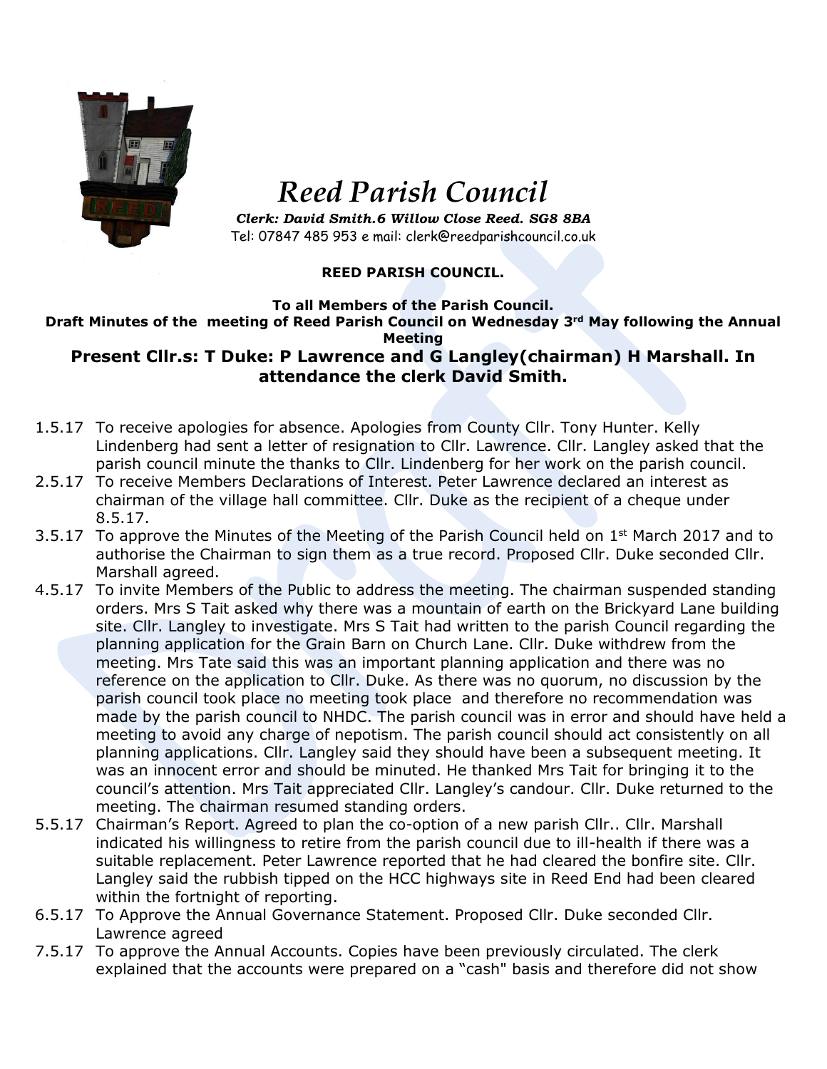# Reed Parish Council

***Clerk: David Smith.6 Willow Close Reed. SG8 8BA***
Tel: 07847 485 953 e mail: clerk@reedparishcouncil.co.uk

**REED PARISH COUNCIL.**

**To all Members of the Parish Council.**
**Draft Minutes of the meeting of Reed Parish Council on Wednesday 3rd May following the Annual Meeting**

### Present Cllr.s: T Duke: P Lawrence and G Langley(chairman) H Marshall. In attendance the clerk David Smith.

1.5.17 To receive apologies for absence. Apologies from County Cllr. Tony Hunter. Kelly Lindenberg had sent a letter of resignation to Cllr. Lawrence. Cllr. Langley asked that the parish council minute the thanks to Cllr. Lindenberg for her work on the parish council.

2.5.17 To receive Members Declarations of Interest. Peter Lawrence declared an interest as chairman of the village hall committee. Cllr. Duke as the recipient of a cheque under 8.5.17.

3.5.17 To approve the Minutes of the Meeting of the Parish Council held on 1st March 2017 and to authorise the Chairman to sign them as a true record. Proposed Cllr. Duke seconded Cllr. Marshall agreed.

4.5.17 To invite Members of the Public to address the meeting. The chairman suspended standing orders. Mrs S Tait asked why there was a mountain of earth on the Brickyard Lane building site. Cllr. Langley to investigate. Mrs S Tait had written to the parish Council regarding the planning application for the Grain Barn on Church Lane. Cllr. Duke withdrew from the meeting. Mrs Tate said this was an important planning application and there was no reference on the application to Cllr. Duke. As there was no quorum, no discussion by the parish council took place no meeting took place and therefore no recommendation was made by the parish council to NHDC. The parish council was in error and should have held a meeting to avoid any charge of nepotism. The parish council should act consistently on all planning applications. Cllr. Langley said they should have been a subsequent meeting. It was an innocent error and should be minuted. He thanked Mrs Tait for bringing it to the council's attention. Mrs Tait appreciated Cllr. Langley's candour. Cllr. Duke returned to the meeting. The chairman resumed standing orders.

5.5.17 Chairman's Report. Agreed to plan the co-option of a new parish Cllr.. Cllr. Marshall indicated his willingness to retire from the parish council due to ill-health if there was a suitable replacement. Peter Lawrence reported that he had cleared the bonfire site. Cllr. Langley said the rubbish tipped on the HCC highways site in Reed End had been cleared within the fortnight of reporting.

6.5.17 To Approve the Annual Governance Statement. Proposed Cllr. Duke seconded Cllr. Lawrence agreed

7.5.17 To approve the Annual Accounts. Copies have been previously circulated. The clerk explained that the accounts were prepared on a "cash" basis and therefore did not show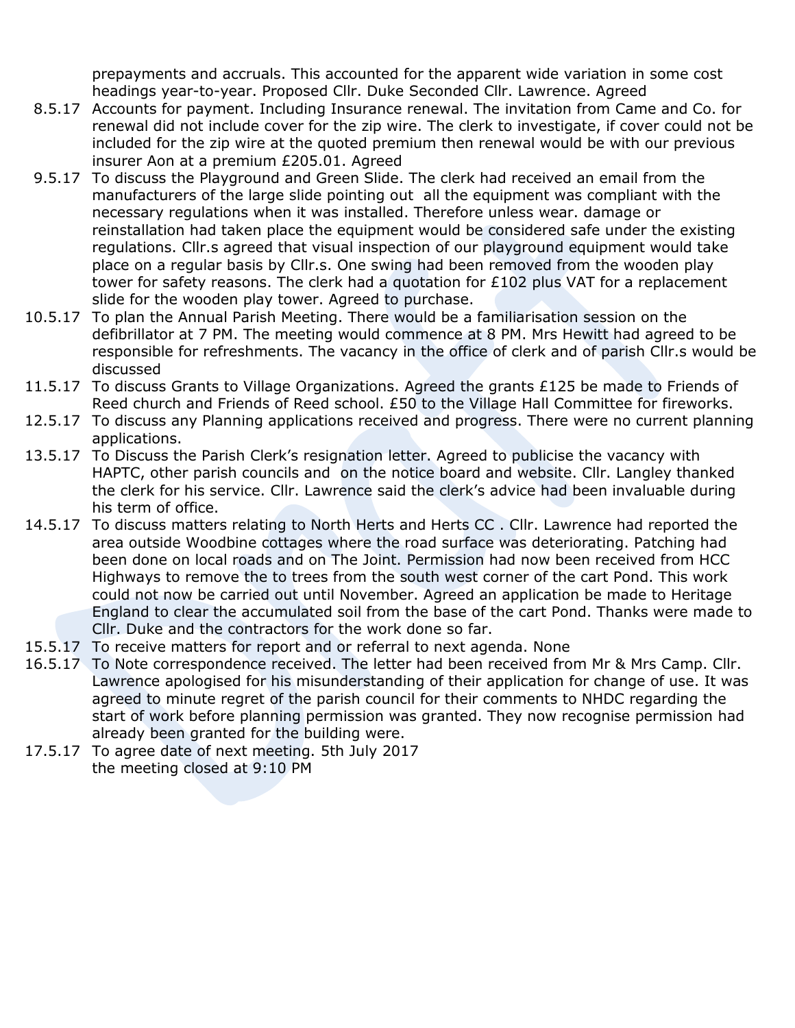prepayments and accruals. This accounted for the apparent wide variation in some cost headings year-to-year. Proposed Cllr. Duke Seconded Cllr. Lawrence. Agreed

8.5.17 Accounts for payment. Including Insurance renewal. The invitation from Came and Co. for renewal did not include cover for the zip wire. The clerk to investigate, if cover could not be included for the zip wire at the quoted premium then renewal would be with our previous insurer Aon at a premium £205.01. Agreed

9.5.17 To discuss the Playground and Green Slide. The clerk had received an email from the manufacturers of the large slide pointing out all the equipment was compliant with the necessary regulations when it was installed. Therefore unless wear. damage or reinstallation had taken place the equipment would be considered safe under the existing regulations. Cllr.s agreed that visual inspection of our playground equipment would take place on a regular basis by Cllr.s. One swing had been removed from the wooden play tower for safety reasons. The clerk had a quotation for £102 plus VAT for a replacement slide for the wooden play tower. Agreed to purchase.

10.5.17 To plan the Annual Parish Meeting. There would be a familiarisation session on the defibrillator at 7 PM. The meeting would commence at 8 PM. Mrs Hewitt had agreed to be responsible for refreshments. The vacancy in the office of clerk and of parish Cllr.s would be discussed

11.5.17 To discuss Grants to Village Organizations. Agreed the grants £125 be made to Friends of Reed church and Friends of Reed school. £50 to the Village Hall Committee for fireworks.

12.5.17 To discuss any Planning applications received and progress. There were no current planning applications.

13.5.17 To Discuss the Parish Clerk's resignation letter. Agreed to publicise the vacancy with HAPTC, other parish councils and on the notice board and website. Cllr. Langley thanked the clerk for his service. Cllr. Lawrence said the clerk's advice had been invaluable during his term of office.

14.5.17 To discuss matters relating to North Herts and Herts CC . Cllr. Lawrence had reported the area outside Woodbine cottages where the road surface was deteriorating. Patching had been done on local roads and on The Joint. Permission had now been received from HCC Highways to remove the to trees from the south west corner of the cart Pond. This work could not now be carried out until November. Agreed an application be made to Heritage England to clear the accumulated soil from the base of the cart Pond. Thanks were made to Cllr. Duke and the contractors for the work done so far.

15.5.17 To receive matters for report and or referral to next agenda. None

16.5.17 To Note correspondence received. The letter had been received from Mr & Mrs Camp. Cllr. Lawrence apologised for his misunderstanding of their application for change of use. It was agreed to minute regret of the parish council for their comments to NHDC regarding the start of work before planning permission was granted. They now recognise permission had already been granted for the building were.

17.5.17 To agree date of next meeting. 5th July 2017
the meeting closed at 9:10 PM